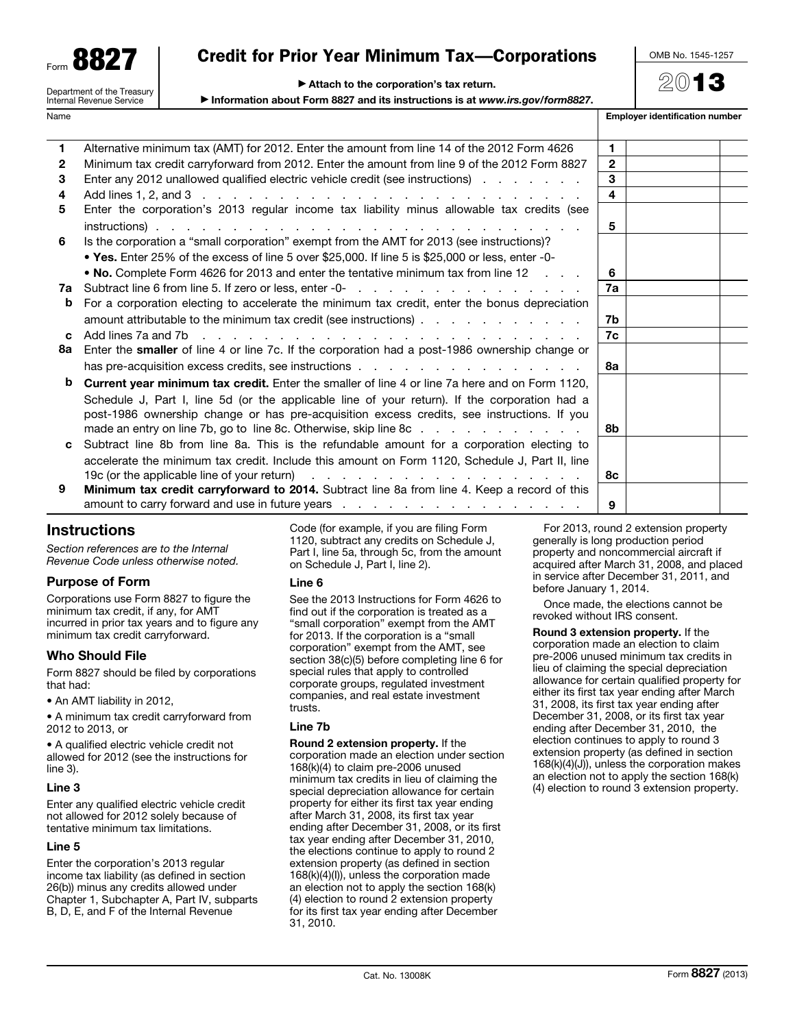Form **8827**

Department of the Treasury
Internal Revenue Service

# Credit for Prior Year Minimum Tax—Corporations

▶ Attach to the corporation's tax return.

▶ Information about Form 8827 and its instructions is at *www.irs.gov/form8827*.

OMB No. 1545-1257

**2013**

Name | Employer identification number

| | | | |
|---|---|---|---|
| **1** | Alternative minimum tax (AMT) for 2012. Enter the amount from line 14 of the 2012 Form 4626 | **1** | |
| **2** | Minimum tax credit carryforward from 2012. Enter the amount from line 9 of the 2012 Form 8827 | **2** | |
| **3** | Enter any 2012 unallowed qualified electric vehicle credit (see instructions) | **3** | |
| **4** | Add lines 1, 2, and 3 | **4** | |
| **5** | Enter the corporation's 2013 regular income tax liability minus allowable tax credits (see instructions) | **5** | |
| **6** | Is the corporation a "small corporation" exempt from the AMT for 2013 (see instructions)? • **Yes.** Enter 25% of the excess of line 5 over $25,000. If line 5 is $25,000 or less, enter -0- • **No.** Complete Form 4626 for 2013 and enter the tentative minimum tax from line 12 | **6** | |
| **7a** | Subtract line 6 from line 5. If zero or less, enter -0- | **7a** | |
| **b** | For a corporation electing to accelerate the minimum tax credit, enter the bonus depreciation amount attributable to the minimum tax credit (see instructions) | **7b** | |
| **c** | Add lines 7a and 7b | **7c** | |
| **8a** | Enter the **smaller** of line 4 or line 7c. If the corporation had a post-1986 ownership change or has pre-acquisition excess credits, see instructions | **8a** | |
| **b** | **Current year minimum tax credit.** Enter the smaller of line 4 or line 7a here and on Form 1120, Schedule J, Part I, line 5d (or the applicable line of your return). If the corporation had a post-1986 ownership change or has pre-acquisition excess credits, see instructions. If you made an entry on line 7b, go to line 8c. Otherwise, skip line 8c | **8b** | |
| **c** | Subtract line 8b from line 8a. This is the refundable amount for a corporation electing to accelerate the minimum tax credit. Include this amount on Form 1120, Schedule J, Part II, line 19c (or the applicable line of your return) | **8c** | |
| **9** | **Minimum tax credit carryforward to 2014.** Subtract line 8a from line 4. Keep a record of this amount to carry forward and use in future years | **9** | |

## Instructions

*Section references are to the Internal Revenue Code unless otherwise noted.*

### Purpose of Form

Corporations use Form 8827 to figure the minimum tax credit, if any, for AMT incurred in prior tax years and to figure any minimum tax credit carryforward.

### Who Should File

Form 8827 should be filed by corporations that had:

- An AMT liability in 2012,
- A minimum tax credit carryforward from 2012 to 2013, or
- A qualified electric vehicle credit not allowed for 2012 (see the instructions for line 3).

### Line 3

Enter any qualified electric vehicle credit not allowed for 2012 solely because of tentative minimum tax limitations.

### Line 5

Enter the corporation's 2013 regular income tax liability (as defined in section 26(b)) minus any credits allowed under Chapter 1, Subchapter A, Part IV, subparts B, D, E, and F of the Internal Revenue Code (for example, if you are filing Form 1120, subtract any credits on Schedule J, Part I, line 5a, through 5c, from the amount on Schedule J, Part I, line 2).

### Line 6

See the 2013 Instructions for Form 4626 to find out if the corporation is treated as a "small corporation" exempt from the AMT for 2013. If the corporation is a "small corporation" exempt from the AMT, see section 38(c)(5) before completing line 6 for special rules that apply to controlled corporate groups, regulated investment companies, and real estate investment trusts.

### Line 7b

**Round 2 extension property.** If the corporation made an election under section 168(k)(4) to claim pre-2006 unused minimum tax credits in lieu of claiming the special depreciation allowance for certain property for either its first tax year ending after March 31, 2008, its first tax year ending after December 31, 2008, or its first tax year ending after December 31, 2010, the elections continue to apply to round 2 extension property (as defined in section 168(k)(4)(I)), unless the corporation made an election not to apply the section 168(k)(4) election to round 2 extension property for its first tax year ending after December 31, 2010.

For 2013, round 2 extension property generally is long production period property and noncommercial aircraft if acquired after March 31, 2008, and placed in service after December 31, 2011, and before January 1, 2014.

Once made, the elections cannot be revoked without IRS consent.

**Round 3 extension property.** If the corporation made an election to claim pre-2006 unused minimum tax credits in lieu of claiming the special depreciation allowance for certain qualified property for either its first tax year ending after March 31, 2008, its first tax year ending after December 31, 2008, or its first tax year ending after December 31, 2010, the election continues to apply to round 3 extension property (as defined in section 168(k)(4)(J)), unless the corporation makes an election not to apply the section 168(k)(4) election to round 3 extension property.

Cat. No. 13008K

Form **8827** (2013)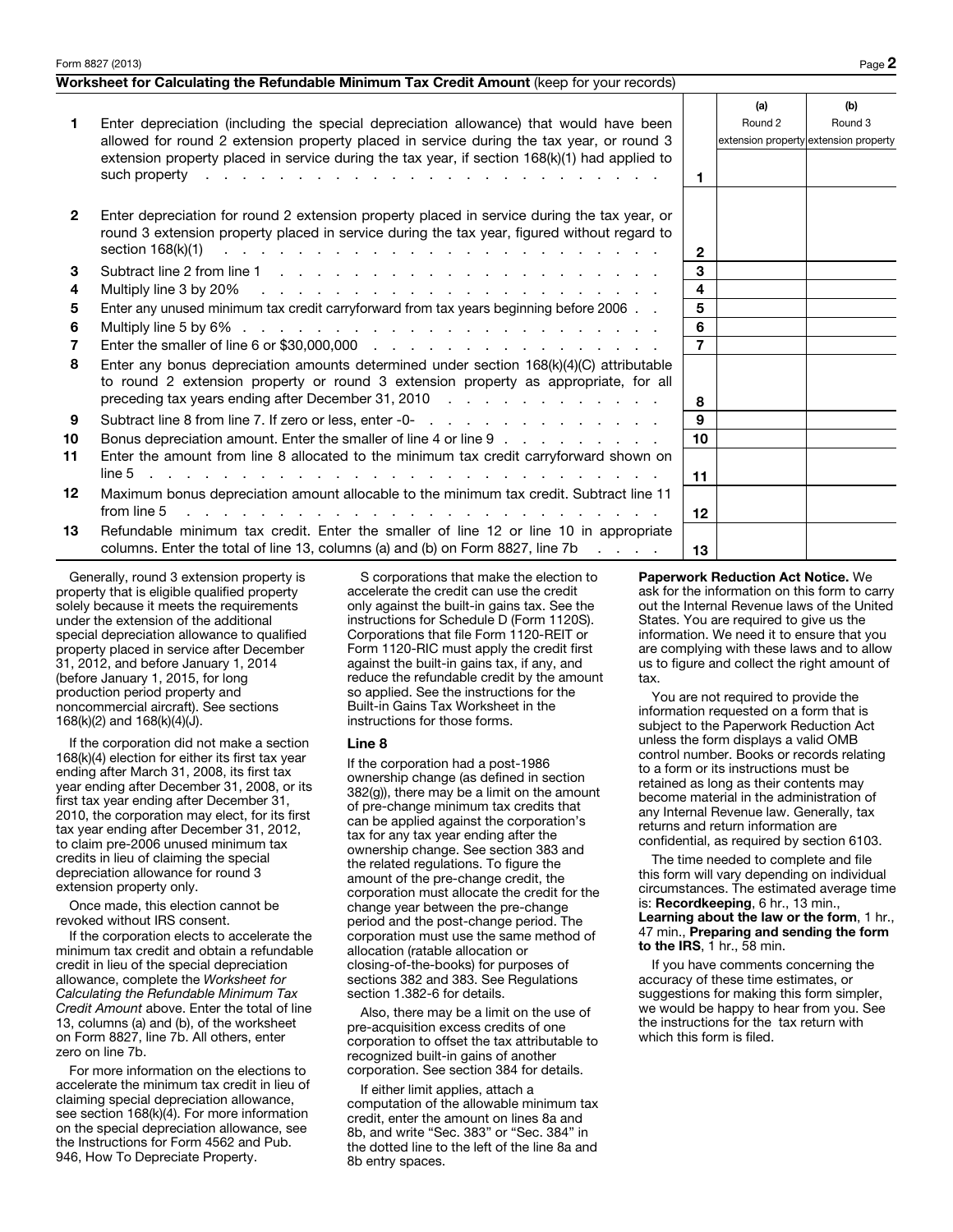## Worksheet for Calculating the Refundable Minimum Tax Credit Amount (keep for your records)

| | | | (a) Round 2 extension property | (b) Round 3 extension property |
|---|---|---|---|---|
| 1 | Enter depreciation (including the special depreciation allowance) that would have been allowed for round 2 extension property placed in service during the tax year, or round 3 extension property placed in service during the tax year, if section 168(k)(1) had applied to such property | 1 | | |
| 2 | Enter depreciation for round 2 extension property placed in service during the tax year, or round 3 extension property placed in service during the tax year, figured without regard to section 168(k)(1) | 2 | | |
| 3 | Subtract line 2 from line 1 | 3 | | |
| 4 | Multiply line 3 by 20% | 4 | | |
| 5 | Enter any unused minimum tax credit carryforward from tax years beginning before 2006 | 5 | | |
| 6 | Multiply line 5 by 6% | 6 | | |
| 7 | Enter the smaller of line 6 or $30,000,000 | 7 | | |
| 8 | Enter any bonus depreciation amounts determined under section 168(k)(4)(C) attributable to round 2 extension property or round 3 extension property as appropriate, for all preceding tax years ending after December 31, 2010 | 8 | | |
| 9 | Subtract line 8 from line 7. If zero or less, enter -0- | 9 | | |
| 10 | Bonus depreciation amount. Enter the smaller of line 4 or line 9 | 10 | | |
| 11 | Enter the amount from line 8 allocated to the minimum tax credit carryforward shown on line 5 | 11 | | |
| 12 | Maximum bonus depreciation amount allocable to the minimum tax credit. Subtract line 11 from line 5 | 12 | | |
| 13 | Refundable minimum tax credit. Enter the smaller of line 12 or line 10 in appropriate columns. Enter the total of line 13, columns (a) and (b) on Form 8827, line 7b | 13 | | |

Generally, round 3 extension property is property that is eligible qualified property solely because it meets the requirements under the extension of the additional special depreciation allowance to qualified property placed in service after December 31, 2012, and before January 1, 2014 (before January 1, 2015, for long production period property and noncommercial aircraft). See sections 168(k)(2) and 168(k)(4)(J).

If the corporation did not make a section 168(k)(4) election for either its first tax year ending after March 31, 2008, its first tax year ending after December 31, 2008, or its first tax year ending after December 31, 2010, the corporation may elect, for its first tax year ending after December 31, 2012, to claim pre-2006 unused minimum tax credits in lieu of claiming the special depreciation allowance for round 3 extension property only.

Once made, this election cannot be revoked without IRS consent.

If the corporation elects to accelerate the minimum tax credit and obtain a refundable credit in lieu of the special depreciation allowance, complete the *Worksheet for Calculating the Refundable Minimum Tax Credit Amount* above. Enter the total of line 13, columns (a) and (b), of the worksheet on Form 8827, line 7b. All others, enter zero on line 7b.

For more information on the elections to accelerate the minimum tax credit in lieu of claiming special depreciation allowance, see section 168(k)(4). For more information on the special depreciation allowance, see the Instructions for Form 4562 and Pub. 946, How To Depreciate Property.

S corporations that make the election to accelerate the credit can use the credit only against the built-in gains tax. See the instructions for Schedule D (Form 1120S). Corporations that file Form 1120-REIT or Form 1120-RIC must apply the credit first against the built-in gains tax, if any, and reduce the refundable credit by the amount so applied. See the instructions for the Built-in Gains Tax Worksheet in the instructions for those forms.

### Line 8

If the corporation had a post-1986 ownership change (as defined in section 382(g)), there may be a limit on the amount of pre-change minimum tax credits that can be applied against the corporation's tax for any tax year ending after the ownership change. See section 383 and the related regulations. To figure the amount of the pre-change credit, the corporation must allocate the credit for the change year between the pre-change period and the post-change period. The corporation must use the same method of allocation (ratable allocation or closing-of-the-books) for purposes of sections 382 and 383. See Regulations section 1.382-6 for details.

Also, there may be a limit on the use of pre-acquisition excess credits of one corporation to offset the tax attributable to recognized built-in gains of another corporation. See section 384 for details.

If either limit applies, attach a computation of the allowable minimum tax credit, enter the amount on lines 8a and 8b, and write "Sec. 383" or "Sec. 384" in the dotted line to the left of the line 8a and 8b entry spaces.

**Paperwork Reduction Act Notice.** We ask for the information on this form to carry out the Internal Revenue laws of the United States. You are required to give us the information. We need it to ensure that you are complying with these laws and to allow us to figure and collect the right amount of tax.

You are not required to provide the information requested on a form that is subject to the Paperwork Reduction Act unless the form displays a valid OMB control number. Books or records relating to a form or its instructions must be retained as long as their contents may become material in the administration of any Internal Revenue law. Generally, tax returns and return information are confidential, as required by section 6103.

The time needed to complete and file this form will vary depending on individual circumstances. The estimated average time is: **Recordkeeping**, 6 hr., 13 min., **Learning about the law or the form**, 1 hr., 47 min., **Preparing and sending the form to the IRS**, 1 hr., 58 min.

If you have comments concerning the accuracy of these time estimates, or suggestions for making this form simpler, we would be happy to hear from you. See the instructions for the tax return with which this form is filed.